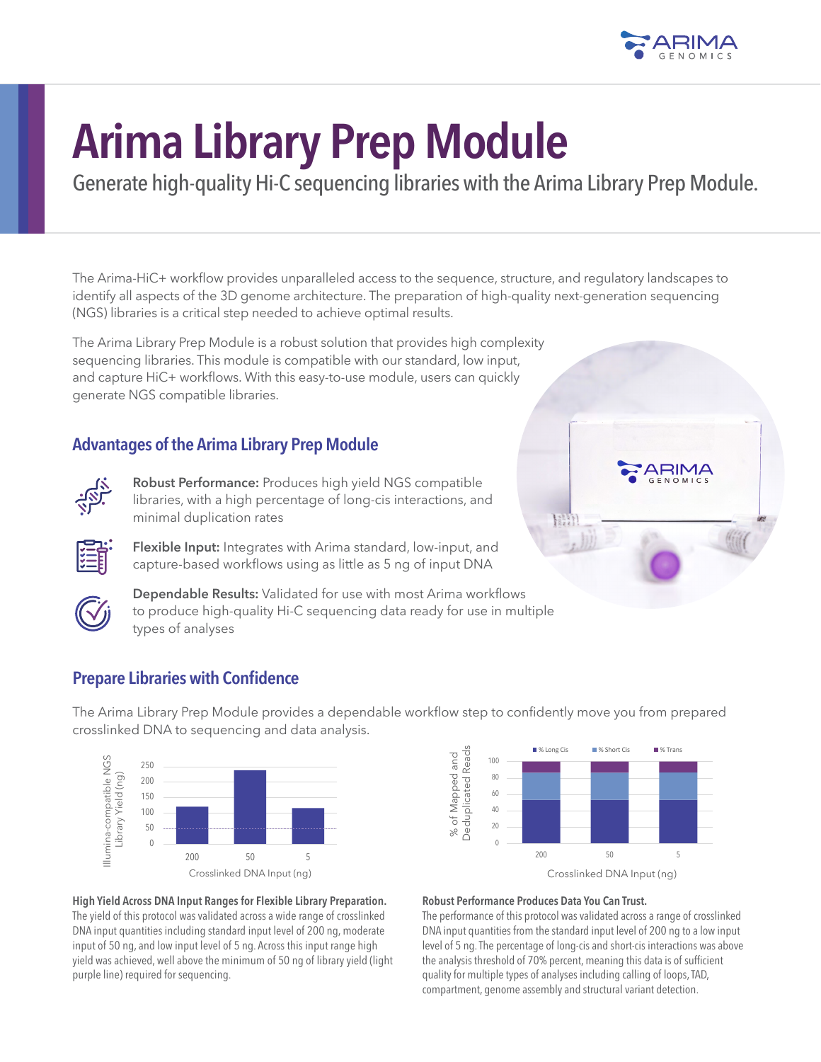# Arima Library Prep Module

Generate high-quality Hi-C sequencing libraries with the Arima Library Prep Module.

The Arima-HiC+ workflow provides unparalleled access to the sequence, structure, and regulatory landscapes to identify all aspects of the 3D genome architecture. The preparation of high-quality next-generation sequencing (NGS) libraries is a critical step needed to achieve optimal results.

The Arima Library Prep Module is a robust solution that provides high complexity sequencing libraries. This module is compatible with our standard, low input, and capture HiC+ workflows. With this easy-to-use module, users can quickly generate NGS compatible libraries.

## Advantages of the Arima Library Prep Module

**Robust Performance:** Produces high yield NGS compatible libraries, with a high percentage of long-cis interactions, and minimal duplication rates

**Flexible Input:** Integrates with Arima standard, low-input, and capture-based workflows using as little as 5 ng of input DNA

**Dependable Results:** Validated for use with most Arima workflows to produce high-quality Hi-C sequencing data ready for use in multiple types of analyses

## Prepare Libraries with Confidence

The Arima Library Prep Module provides a dependable workflow step to confidently move you from prepared crosslinked DNA to sequencing and data analysis.

**High Yield Across DNA Input Ranges for Flexible Library Preparation.** The yield of this protocol was validated across a wide range of crosslinked DNA input quantities including standard input level of 200 ng, moderate input of 50 ng, and low input level of 5 ng. Across this input range high yield was achieved, well above the minimum of 50 ng of library yield (light purple line) required for sequencing.

**Robust Performance Produces Data You Can Trust.** The performance of this protocol was validated across a range of crosslinked DNA input quantities from the standard input level of 200 ng to a low input level of 5 ng. The percentage of long-cis and short-cis interactions was above the analysis threshold of 70% percent, meaning this data is of sufficient quality for multiple types of analyses including calling of loops, TAD, compartment, genome assembly and structural variant detection.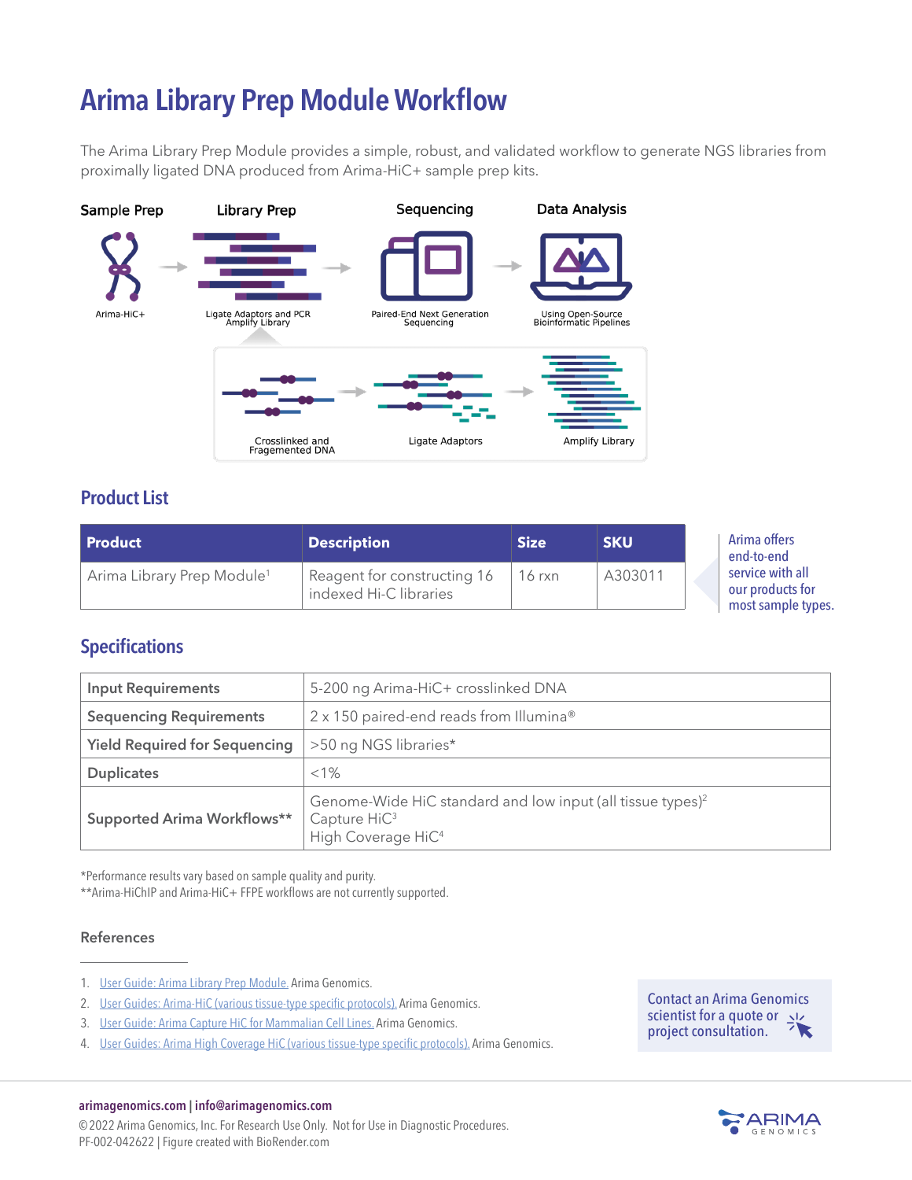# Arima Library Prep Module Workflow

The Arima Library Prep Module provides a simple, robust, and validated workflow to generate NGS libraries from proximally ligated DNA produced from Arima-HiC+ sample prep kits.

Sample Prep

Arima-HiC+

Library Prep

Ligate Adaptors and PCR Amplify Library

Sequencing

Paired-End Next Generation Sequencing

Data Analysis

Using Open-Source Bioinformatic Pipelines

Crosslinked and Fragemented DNA

Ligate Adaptors

Amplify Library

## Product List

| Product | Description | Size | SKU |
|---|---|---|---|
| Arima Library Prep Module[1] | Reagent for constructing 16 indexed Hi-C libraries | 16 rxn | A303011 |

Arima offers end-to-end service with all our products for most sample types.

## Specifications

| | |
|---|---|
| **Input Requirements** | 5-200 ng Arima-HiC+ crosslinked DNA |
| **Sequencing Requirements** | 2 x 150 paired-end reads from Illumina® |
| **Yield Required for Sequencing** | >50 ng NGS libraries* |
| **Duplicates** | <1% |
| **Supported Arima Workflows**** | Genome-Wide HiC standard and low input (all tissue types)[2]<br>Capture HiC[3]<br>High Coverage HiC[4] |

*Performance results vary based on sample quality and purity.
**Arima-HiChIP and Arima-HiC+ FFPE workflows are not currently supported.

### References

1. User Guide: Arima Library Prep Module. Arima Genomics.
2. User Guides: Arima-HiC (various tissue-type specific protocols). Arima Genomics.
3. User Guide: Arima Capture HiC for Mammalian Cell Lines. Arima Genomics.
4. User Guides: Arima High Coverage HiC (various tissue-type specific protocols). Arima Genomics.

Contact an Arima Genomics scientist for a quote or project consultation.

**arimagenomics.com | info@arimagenomics.com**

©2022 Arima Genomics, Inc. For Research Use Only. Not for Use in Diagnostic Procedures.
PF-002-042622 | Figure created with BioRender.com

ARIMA GENOMICS